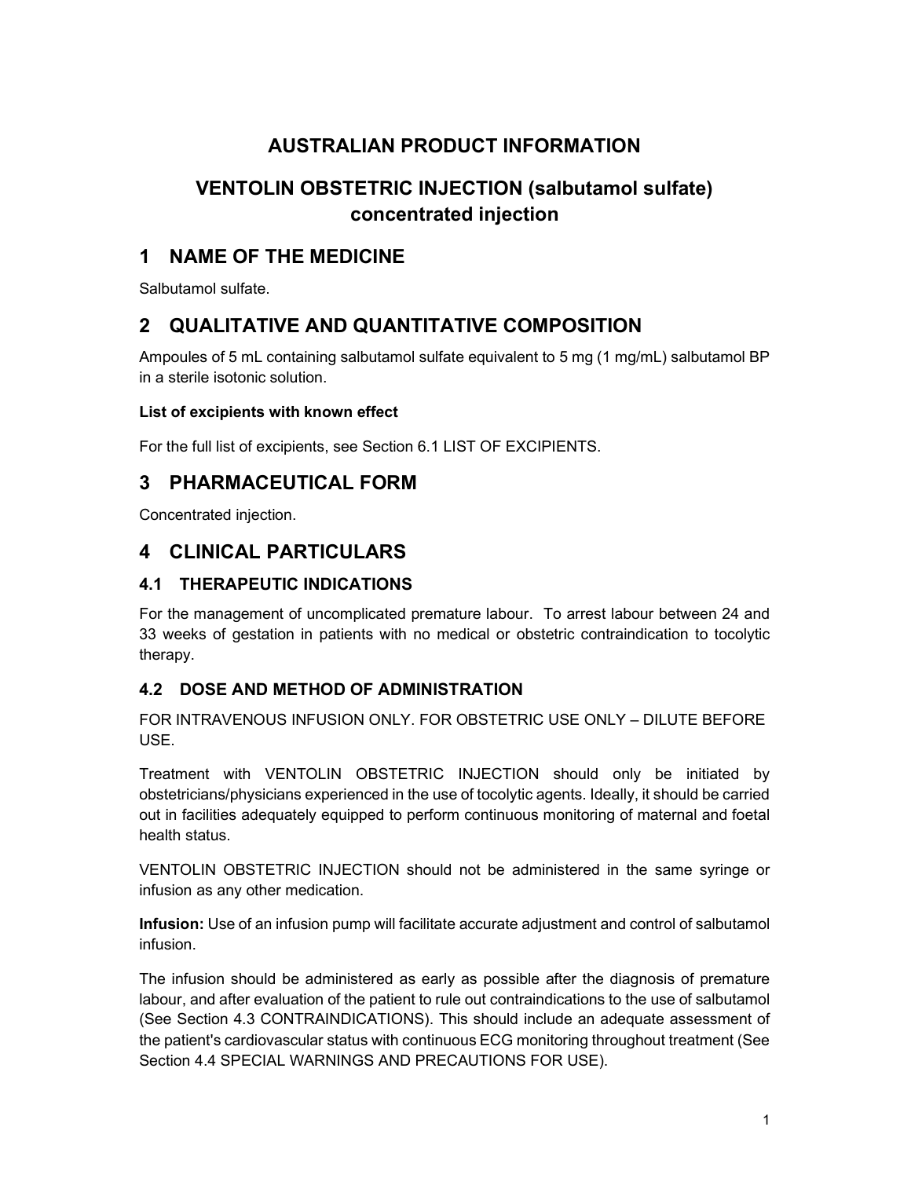# AUSTRALIAN PRODUCT INFORMATION

# VENTOLIN OBSTETRIC INJECTION (salbutamol sulfate) concentrated injection

## 1 NAME OF THE MEDICINE

Salbutamol sulfate.

## 2 QUALITATIVE AND QUANTITATIVE COMPOSITION

Ampoules of 5 mL containing salbutamol sulfate equivalent to 5 mg (1 mg/mL) salbutamol BP in a sterile isotonic solution.

**List of excipients with known effect**

For the full list of excipients, see Section 6.1 LIST OF EXCIPIENTS.

## 3 PHARMACEUTICAL FORM

Concentrated injection.

## 4 CLINICAL PARTICULARS

### 4.1 THERAPEUTIC INDICATIONS

For the management of uncomplicated premature labour. To arrest labour between 24 and 33 weeks of gestation in patients with no medical or obstetric contraindication to tocolytic therapy.

### 4.2 DOSE AND METHOD OF ADMINISTRATION

FOR INTRAVENOUS INFUSION ONLY. FOR OBSTETRIC USE ONLY – DILUTE BEFORE USE.

Treatment with VENTOLIN OBSTETRIC INJECTION should only be initiated by obstetricians/physicians experienced in the use of tocolytic agents. Ideally, it should be carried out in facilities adequately equipped to perform continuous monitoring of maternal and foetal health status.

VENTOLIN OBSTETRIC INJECTION should not be administered in the same syringe or infusion as any other medication.

**Infusion:** Use of an infusion pump will facilitate accurate adjustment and control of salbutamol infusion.

The infusion should be administered as early as possible after the diagnosis of premature labour, and after evaluation of the patient to rule out contraindications to the use of salbutamol (See Section 4.3 CONTRAINDICATIONS). This should include an adequate assessment of the patient's cardiovascular status with continuous ECG monitoring throughout treatment (See Section 4.4 SPECIAL WARNINGS AND PRECAUTIONS FOR USE).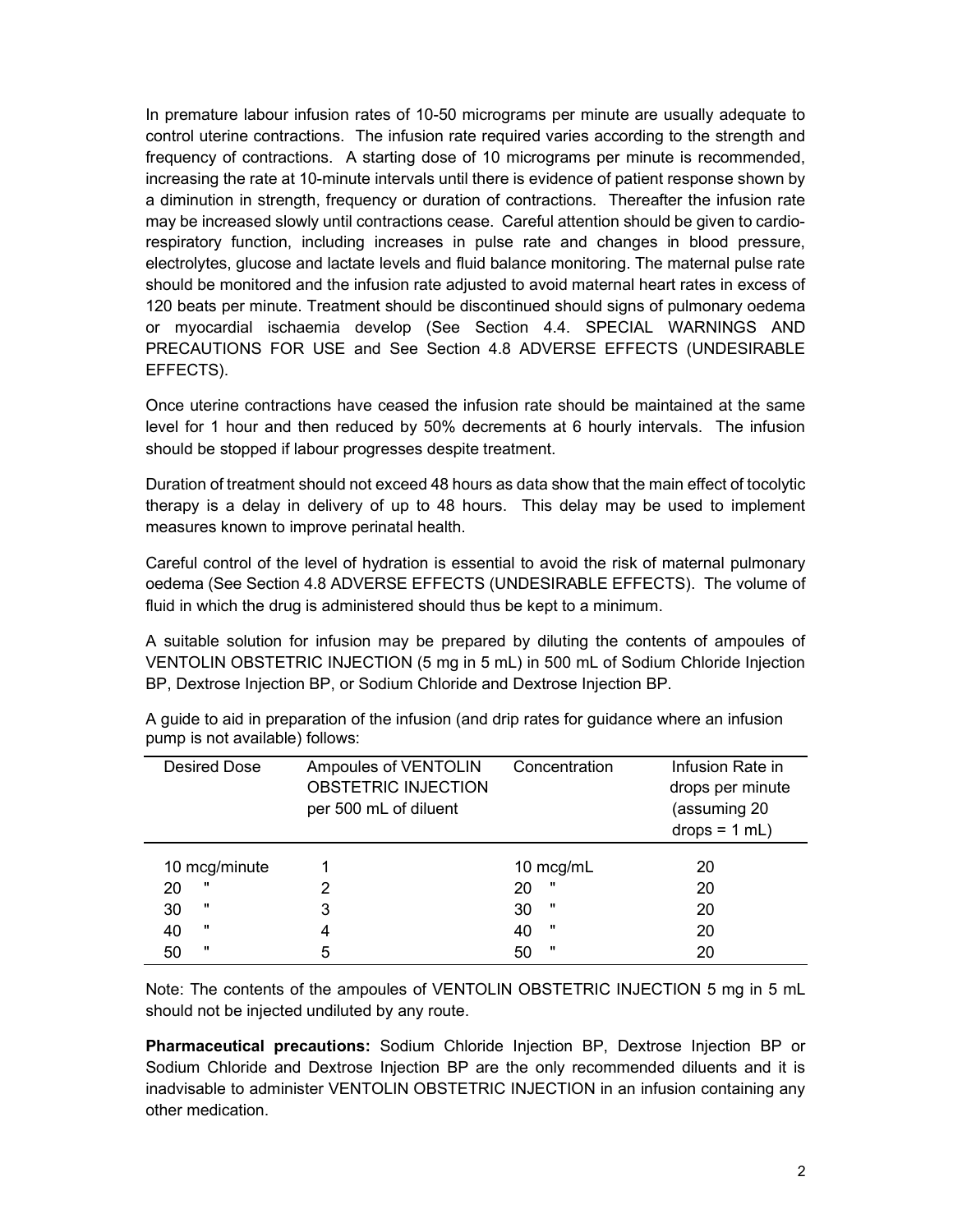In premature labour infusion rates of 10-50 micrograms per minute are usually adequate to control uterine contractions. The infusion rate required varies according to the strength and frequency of contractions. A starting dose of 10 micrograms per minute is recommended, increasing the rate at 10-minute intervals until there is evidence of patient response shown by a diminution in strength, frequency or duration of contractions. Thereafter the infusion rate may be increased slowly until contractions cease. Careful attention should be given to cardio-respiratory function, including increases in pulse rate and changes in blood pressure, electrolytes, glucose and lactate levels and fluid balance monitoring. The maternal pulse rate should be monitored and the infusion rate adjusted to avoid maternal heart rates in excess of 120 beats per minute. Treatment should be discontinued should signs of pulmonary oedema or myocardial ischaemia develop (See Section 4.4. SPECIAL WARNINGS AND PRECAUTIONS FOR USE and See Section 4.8 ADVERSE EFFECTS (UNDESIRABLE EFFECTS).

Once uterine contractions have ceased the infusion rate should be maintained at the same level for 1 hour and then reduced by 50% decrements at 6 hourly intervals. The infusion should be stopped if labour progresses despite treatment.

Duration of treatment should not exceed 48 hours as data show that the main effect of tocolytic therapy is a delay in delivery of up to 48 hours. This delay may be used to implement measures known to improve perinatal health.

Careful control of the level of hydration is essential to avoid the risk of maternal pulmonary oedema (See Section 4.8 ADVERSE EFFECTS (UNDESIRABLE EFFECTS). The volume of fluid in which the drug is administered should thus be kept to a minimum.

A suitable solution for infusion may be prepared by diluting the contents of ampoules of VENTOLIN OBSTETRIC INJECTION (5 mg in 5 mL) in 500 mL of Sodium Chloride Injection BP, Dextrose Injection BP, or Sodium Chloride and Dextrose Injection BP.

A guide to aid in preparation of the infusion (and drip rates for guidance where an infusion pump is not available) follows:

| Desired Dose | Ampoules of VENTOLIN OBSTETRIC INJECTION per 500 mL of diluent | Concentration | Infusion Rate in drops per minute (assuming 20 drops = 1 mL) |
|---|---|---|---|
| 10 mcg/minute | 1 | 10 mcg/mL | 20 |
| 20 " | 2 | 20 " | 20 |
| 30 " | 3 | 30 " | 20 |
| 40 " | 4 | 40 " | 20 |
| 50 " | 5 | 50 " | 20 |

Note: The contents of the ampoules of VENTOLIN OBSTETRIC INJECTION 5 mg in 5 mL should not be injected undiluted by any route.

**Pharmaceutical precautions:** Sodium Chloride Injection BP, Dextrose Injection BP or Sodium Chloride and Dextrose Injection BP are the only recommended diluents and it is inadvisable to administer VENTOLIN OBSTETRIC INJECTION in an infusion containing any other medication.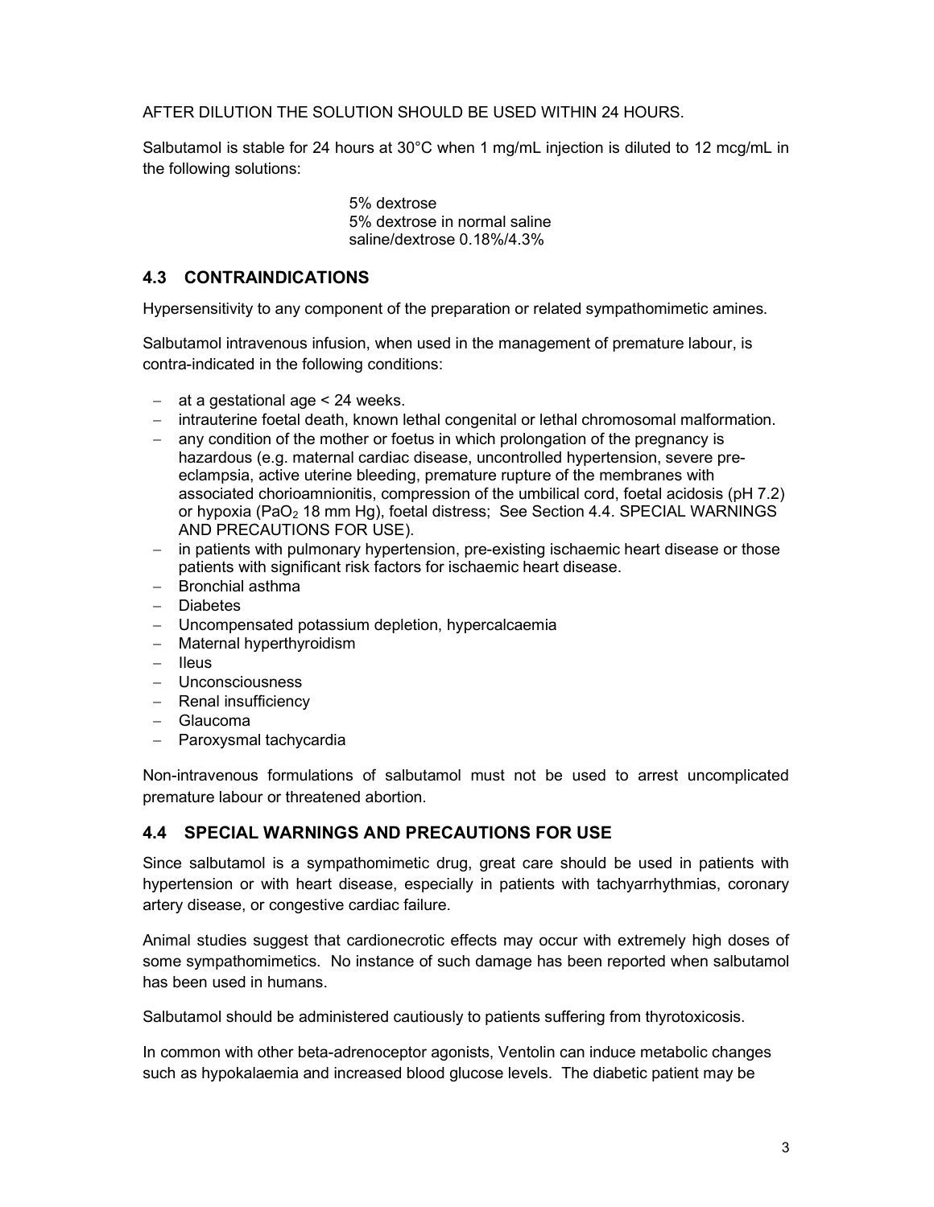AFTER DILUTION THE SOLUTION SHOULD BE USED WITHIN 24 HOURS.

Salbutamol is stable for 24 hours at 30°C when 1 mg/mL injection is diluted to 12 mcg/mL in the following solutions:

5% dextrose
5% dextrose in normal saline
saline/dextrose 0.18%/4.3%

## 4.3 CONTRAINDICATIONS

Hypersensitivity to any component of the preparation or related sympathomimetic amines.

Salbutamol intravenous infusion, when used in the management of premature labour, is contra-indicated in the following conditions:

- at a gestational age < 24 weeks.
- intrauterine foetal death, known lethal congenital or lethal chromosomal malformation.
- any condition of the mother or foetus in which prolongation of the pregnancy is hazardous (e.g. maternal cardiac disease, uncontrolled hypertension, severe pre-eclampsia, active uterine bleeding, premature rupture of the membranes with associated chorioamnionitis, compression of the umbilical cord, foetal acidosis (pH 7.2) or hypoxia ($PaO_2$ 18 mm Hg), foetal distress; See Section 4.4. SPECIAL WARNINGS AND PRECAUTIONS FOR USE).
- in patients with pulmonary hypertension, pre-existing ischaemic heart disease or those patients with significant risk factors for ischaemic heart disease.
- Bronchial asthma
- Diabetes
- Uncompensated potassium depletion, hypercalcaemia
- Maternal hyperthyroidism
- Ileus
- Unconsciousness
- Renal insufficiency
- Glaucoma
- Paroxysmal tachycardia

Non-intravenous formulations of salbutamol must not be used to arrest uncomplicated premature labour or threatened abortion.

## 4.4 SPECIAL WARNINGS AND PRECAUTIONS FOR USE

Since salbutamol is a sympathomimetic drug, great care should be used in patients with hypertension or with heart disease, especially in patients with tachyarrhythmias, coronary artery disease, or congestive cardiac failure.

Animal studies suggest that cardionecrotic effects may occur with extremely high doses of some sympathomimetics. No instance of such damage has been reported when salbutamol has been used in humans.

Salbutamol should be administered cautiously to patients suffering from thyrotoxicosis.

In common with other beta-adrenoceptor agonists, Ventolin can induce metabolic changes such as hypokalaemia and increased blood glucose levels. The diabetic patient may be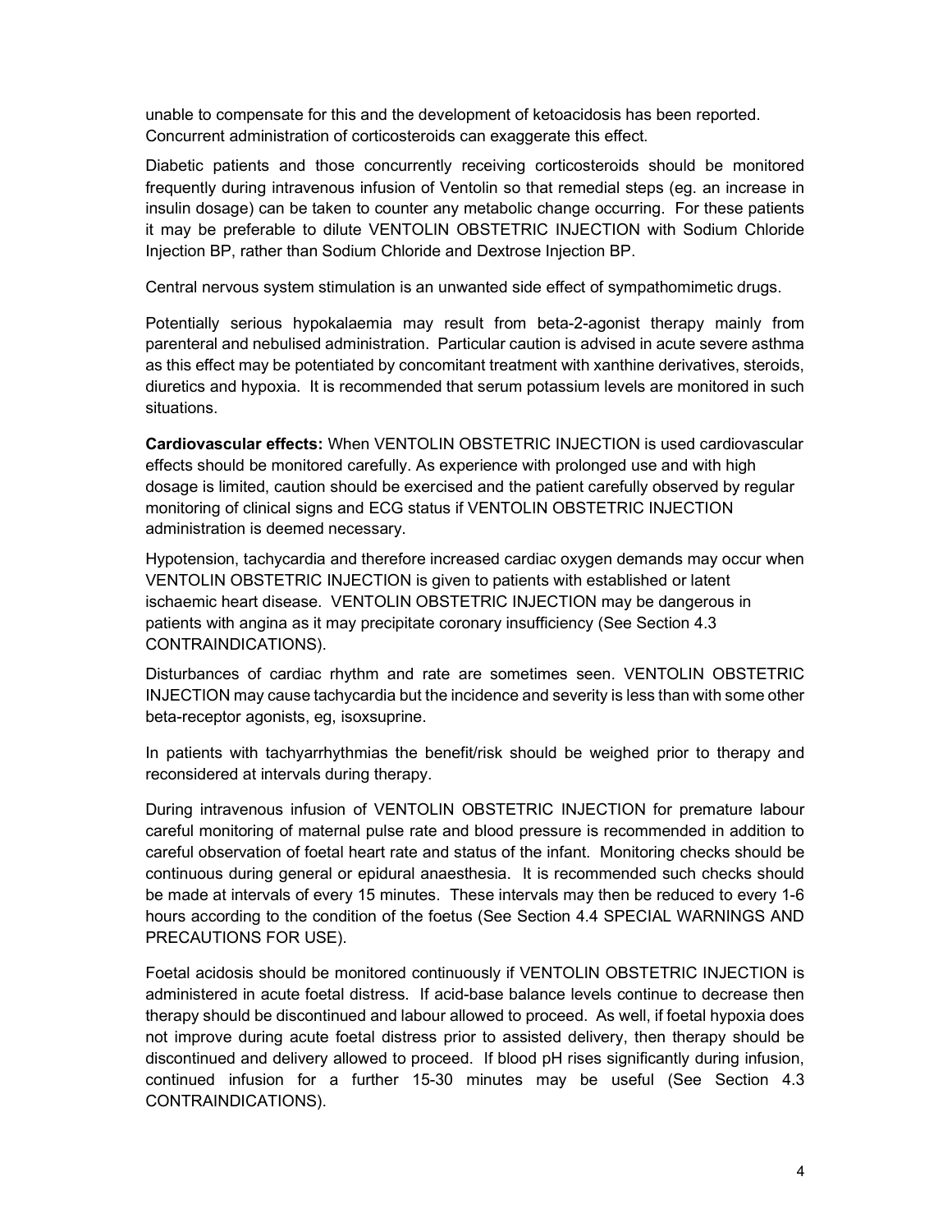unable to compensate for this and the development of ketoacidosis has been reported. Concurrent administration of corticosteroids can exaggerate this effect.

Diabetic patients and those concurrently receiving corticosteroids should be monitored frequently during intravenous infusion of Ventolin so that remedial steps (eg. an increase in insulin dosage) can be taken to counter any metabolic change occurring. For these patients it may be preferable to dilute VENTOLIN OBSTETRIC INJECTION with Sodium Chloride Injection BP, rather than Sodium Chloride and Dextrose Injection BP.

Central nervous system stimulation is an unwanted side effect of sympathomimetic drugs.

Potentially serious hypokalaemia may result from beta-2-agonist therapy mainly from parenteral and nebulised administration. Particular caution is advised in acute severe asthma as this effect may be potentiated by concomitant treatment with xanthine derivatives, steroids, diuretics and hypoxia. It is recommended that serum potassium levels are monitored in such situations.

**Cardiovascular effects:** When VENTOLIN OBSTETRIC INJECTION is used cardiovascular effects should be monitored carefully. As experience with prolonged use and with high dosage is limited, caution should be exercised and the patient carefully observed by regular monitoring of clinical signs and ECG status if VENTOLIN OBSTETRIC INJECTION administration is deemed necessary.

Hypotension, tachycardia and therefore increased cardiac oxygen demands may occur when VENTOLIN OBSTETRIC INJECTION is given to patients with established or latent ischaemic heart disease. VENTOLIN OBSTETRIC INJECTION may be dangerous in patients with angina as it may precipitate coronary insufficiency (See Section 4.3 CONTRAINDICATIONS).

Disturbances of cardiac rhythm and rate are sometimes seen. VENTOLIN OBSTETRIC INJECTION may cause tachycardia but the incidence and severity is less than with some other beta-receptor agonists, eg, isoxsuprine.

In patients with tachyarrhythmias the benefit/risk should be weighed prior to therapy and reconsidered at intervals during therapy.

During intravenous infusion of VENTOLIN OBSTETRIC INJECTION for premature labour careful monitoring of maternal pulse rate and blood pressure is recommended in addition to careful observation of foetal heart rate and status of the infant. Monitoring checks should be continuous during general or epidural anaesthesia. It is recommended such checks should be made at intervals of every 15 minutes. These intervals may then be reduced to every 1-6 hours according to the condition of the foetus (See Section 4.4 SPECIAL WARNINGS AND PRECAUTIONS FOR USE).

Foetal acidosis should be monitored continuously if VENTOLIN OBSTETRIC INJECTION is administered in acute foetal distress. If acid-base balance levels continue to decrease then therapy should be discontinued and labour allowed to proceed. As well, if foetal hypoxia does not improve during acute foetal distress prior to assisted delivery, then therapy should be discontinued and delivery allowed to proceed. If blood pH rises significantly during infusion, continued infusion for a further 15-30 minutes may be useful (See Section 4.3 CONTRAINDICATIONS).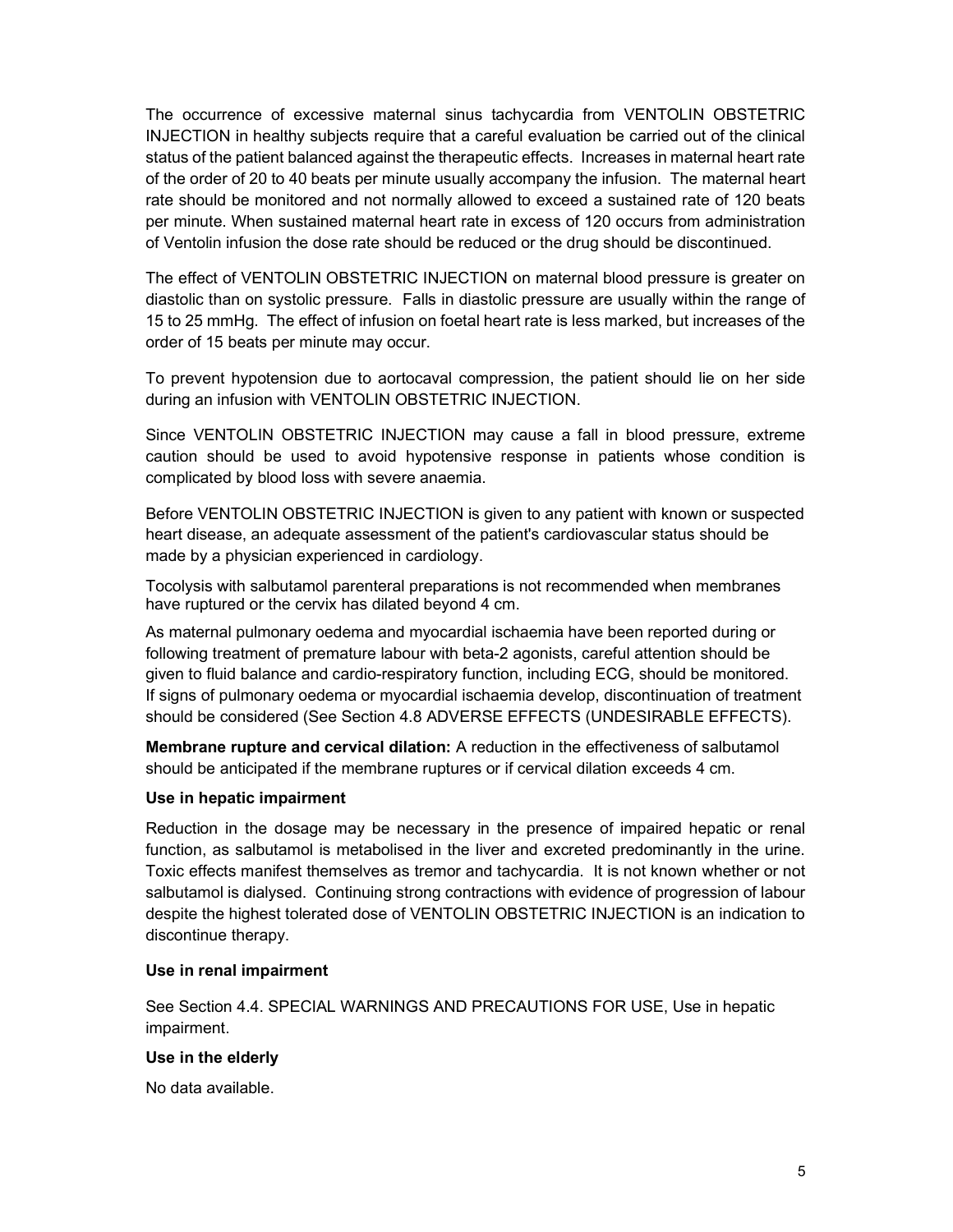The occurrence of excessive maternal sinus tachycardia from VENTOLIN OBSTETRIC INJECTION in healthy subjects require that a careful evaluation be carried out of the clinical status of the patient balanced against the therapeutic effects. Increases in maternal heart rate of the order of 20 to 40 beats per minute usually accompany the infusion. The maternal heart rate should be monitored and not normally allowed to exceed a sustained rate of 120 beats per minute. When sustained maternal heart rate in excess of 120 occurs from administration of Ventolin infusion the dose rate should be reduced or the drug should be discontinued.

The effect of VENTOLIN OBSTETRIC INJECTION on maternal blood pressure is greater on diastolic than on systolic pressure. Falls in diastolic pressure are usually within the range of 15 to 25 mmHg. The effect of infusion on foetal heart rate is less marked, but increases of the order of 15 beats per minute may occur.

To prevent hypotension due to aortocaval compression, the patient should lie on her side during an infusion with VENTOLIN OBSTETRIC INJECTION.

Since VENTOLIN OBSTETRIC INJECTION may cause a fall in blood pressure, extreme caution should be used to avoid hypotensive response in patients whose condition is complicated by blood loss with severe anaemia.

Before VENTOLIN OBSTETRIC INJECTION is given to any patient with known or suspected heart disease, an adequate assessment of the patient's cardiovascular status should be made by a physician experienced in cardiology.

Tocolysis with salbutamol parenteral preparations is not recommended when membranes have ruptured or the cervix has dilated beyond 4 cm.

As maternal pulmonary oedema and myocardial ischaemia have been reported during or following treatment of premature labour with beta-2 agonists, careful attention should be given to fluid balance and cardio-respiratory function, including ECG, should be monitored. If signs of pulmonary oedema or myocardial ischaemia develop, discontinuation of treatment should be considered (See Section 4.8 ADVERSE EFFECTS (UNDESIRABLE EFFECTS).

**Membrane rupture and cervical dilation:** A reduction in the effectiveness of salbutamol should be anticipated if the membrane ruptures or if cervical dilation exceeds 4 cm.

**Use in hepatic impairment**

Reduction in the dosage may be necessary in the presence of impaired hepatic or renal function, as salbutamol is metabolised in the liver and excreted predominantly in the urine. Toxic effects manifest themselves as tremor and tachycardia. It is not known whether or not salbutamol is dialysed. Continuing strong contractions with evidence of progression of labour despite the highest tolerated dose of VENTOLIN OBSTETRIC INJECTION is an indication to discontinue therapy.

**Use in renal impairment**

See Section 4.4. SPECIAL WARNINGS AND PRECAUTIONS FOR USE, Use in hepatic impairment.

**Use in the elderly**

No data available.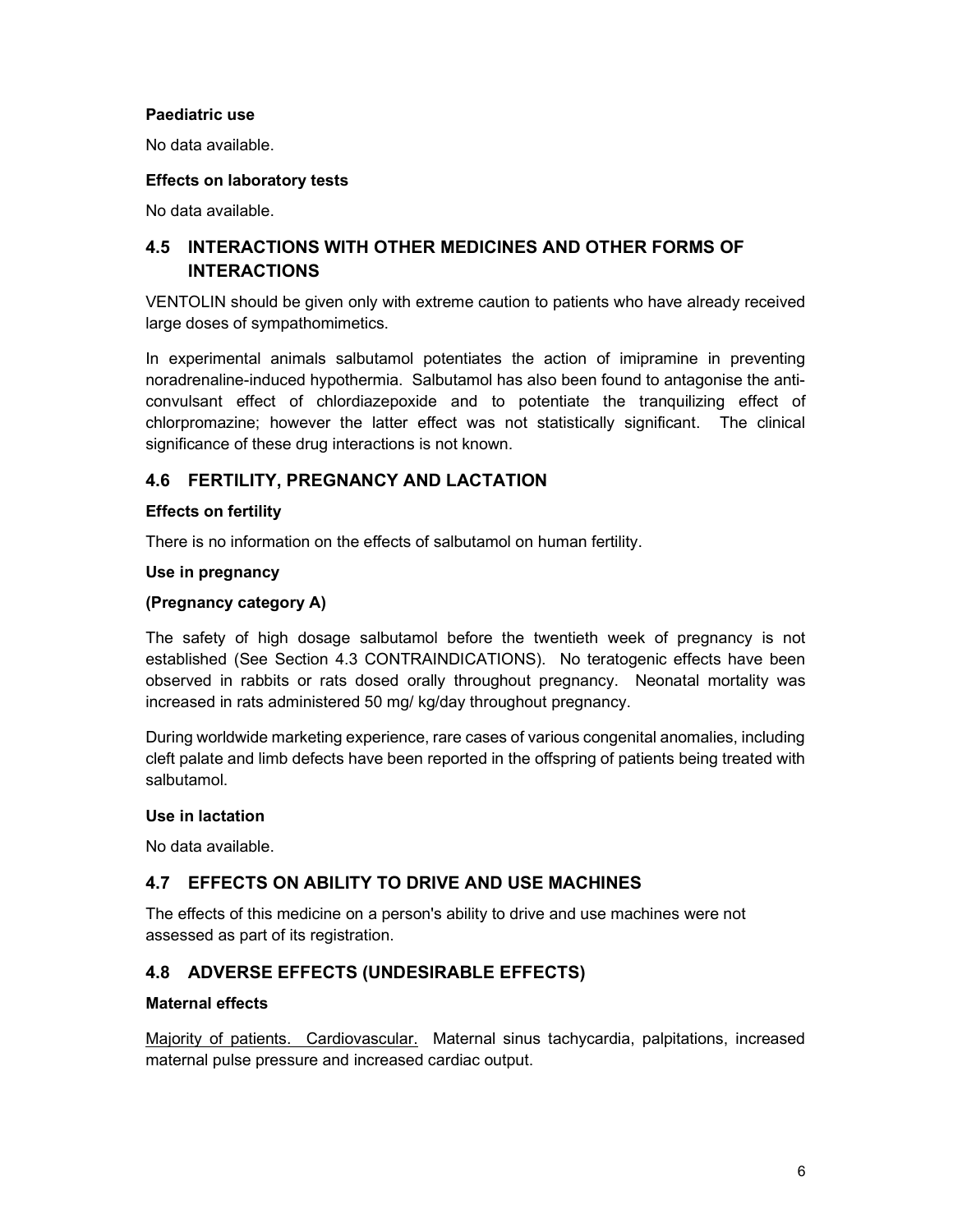**Paediatric use**

No data available.

**Effects on laboratory tests**

No data available.

## 4.5 INTERACTIONS WITH OTHER MEDICINES AND OTHER FORMS OF INTERACTIONS

VENTOLIN should be given only with extreme caution to patients who have already received large doses of sympathomimetics.

In experimental animals salbutamol potentiates the action of imipramine in preventing noradrenaline-induced hypothermia. Salbutamol has also been found to antagonise the anti-convulsant effect of chlordiazepoxide and to potentiate the tranquilizing effect of chlorpromazine; however the latter effect was not statistically significant. The clinical significance of these drug interactions is not known.

## 4.6 FERTILITY, PREGNANCY AND LACTATION

**Effects on fertility**

There is no information on the effects of salbutamol on human fertility.

**Use in pregnancy**

**(Pregnancy category A)**

The safety of high dosage salbutamol before the twentieth week of pregnancy is not established (See Section 4.3 CONTRAINDICATIONS). No teratogenic effects have been observed in rabbits or rats dosed orally throughout pregnancy. Neonatal mortality was increased in rats administered 50 mg/ kg/day throughout pregnancy.

During worldwide marketing experience, rare cases of various congenital anomalies, including cleft palate and limb defects have been reported in the offspring of patients being treated with salbutamol.

**Use in lactation**

No data available.

## 4.7 EFFECTS ON ABILITY TO DRIVE AND USE MACHINES

The effects of this medicine on a person's ability to drive and use machines were not assessed as part of its registration.

## 4.8 ADVERSE EFFECTS (UNDESIRABLE EFFECTS)

**Maternal effects**

Majority of patients. Cardiovascular. Maternal sinus tachycardia, palpitations, increased maternal pulse pressure and increased cardiac output.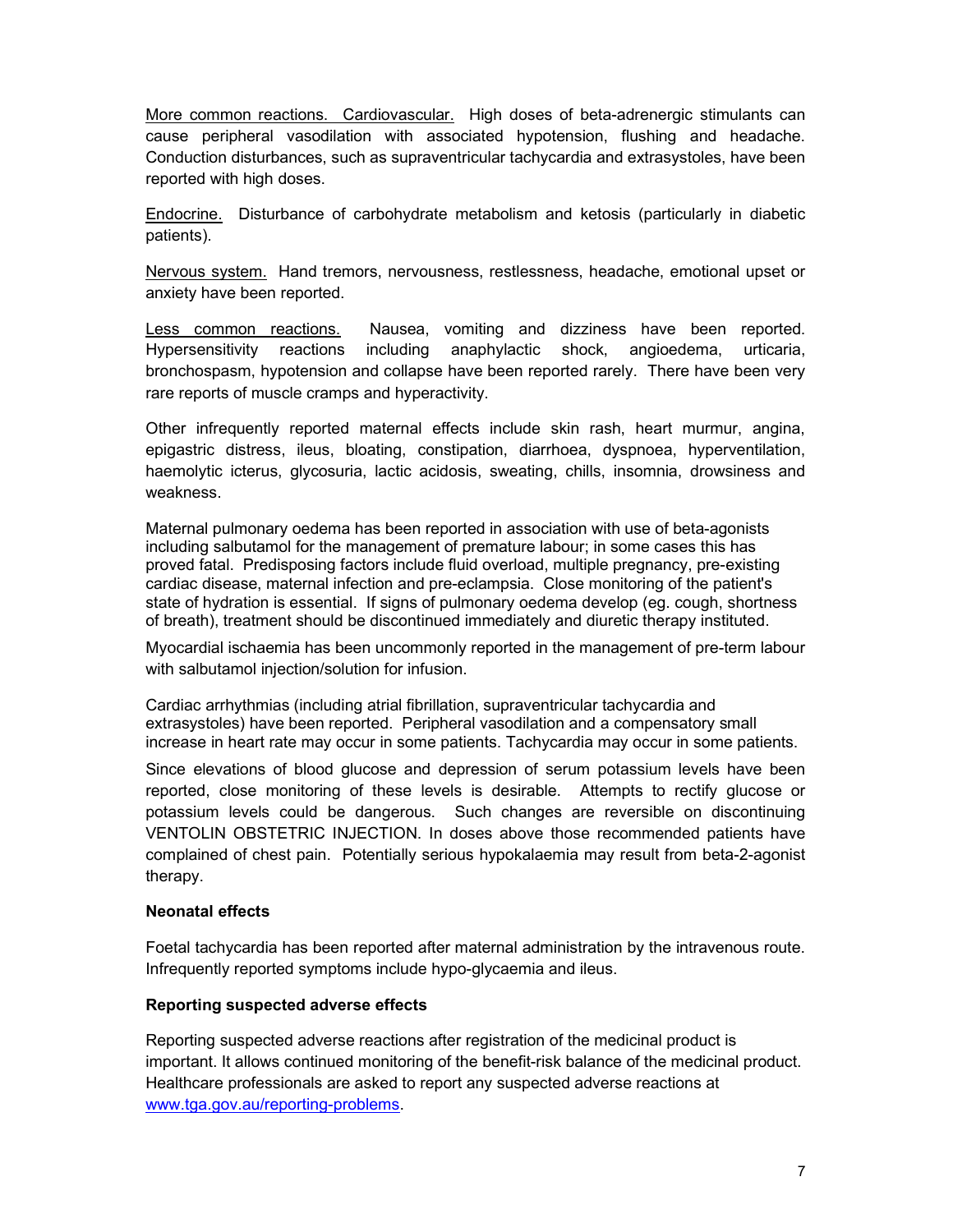More common reactions. Cardiovascular. High doses of beta-adrenergic stimulants can cause peripheral vasodilation with associated hypotension, flushing and headache. Conduction disturbances, such as supraventricular tachycardia and extrasystoles, have been reported with high doses.

Endocrine. Disturbance of carbohydrate metabolism and ketosis (particularly in diabetic patients).

Nervous system. Hand tremors, nervousness, restlessness, headache, emotional upset or anxiety have been reported.

Less common reactions. Nausea, vomiting and dizziness have been reported. Hypersensitivity reactions including anaphylactic shock, angioedema, urticaria, bronchospasm, hypotension and collapse have been reported rarely. There have been very rare reports of muscle cramps and hyperactivity.

Other infrequently reported maternal effects include skin rash, heart murmur, angina, epigastric distress, ileus, bloating, constipation, diarrhoea, dyspnoea, hyperventilation, haemolytic icterus, glycosuria, lactic acidosis, sweating, chills, insomnia, drowsiness and weakness.

Maternal pulmonary oedema has been reported in association with use of beta-agonists including salbutamol for the management of premature labour; in some cases this has proved fatal. Predisposing factors include fluid overload, multiple pregnancy, pre-existing cardiac disease, maternal infection and pre-eclampsia. Close monitoring of the patient's state of hydration is essential. If signs of pulmonary oedema develop (eg. cough, shortness of breath), treatment should be discontinued immediately and diuretic therapy instituted.

Myocardial ischaemia has been uncommonly reported in the management of pre-term labour with salbutamol injection/solution for infusion.

Cardiac arrhythmias (including atrial fibrillation, supraventricular tachycardia and extrasystoles) have been reported. Peripheral vasodilation and a compensatory small increase in heart rate may occur in some patients. Tachycardia may occur in some patients.

Since elevations of blood glucose and depression of serum potassium levels have been reported, close monitoring of these levels is desirable. Attempts to rectify glucose or potassium levels could be dangerous. Such changes are reversible on discontinuing VENTOLIN OBSTETRIC INJECTION. In doses above those recommended patients have complained of chest pain. Potentially serious hypokalaemia may result from beta-2-agonist therapy.

**Neonatal effects**

Foetal tachycardia has been reported after maternal administration by the intravenous route. Infrequently reported symptoms include hypo-glycaemia and ileus.

**Reporting suspected adverse effects**

Reporting suspected adverse reactions after registration of the medicinal product is important. It allows continued monitoring of the benefit-risk balance of the medicinal product. Healthcare professionals are asked to report any suspected adverse reactions at www.tga.gov.au/reporting-problems.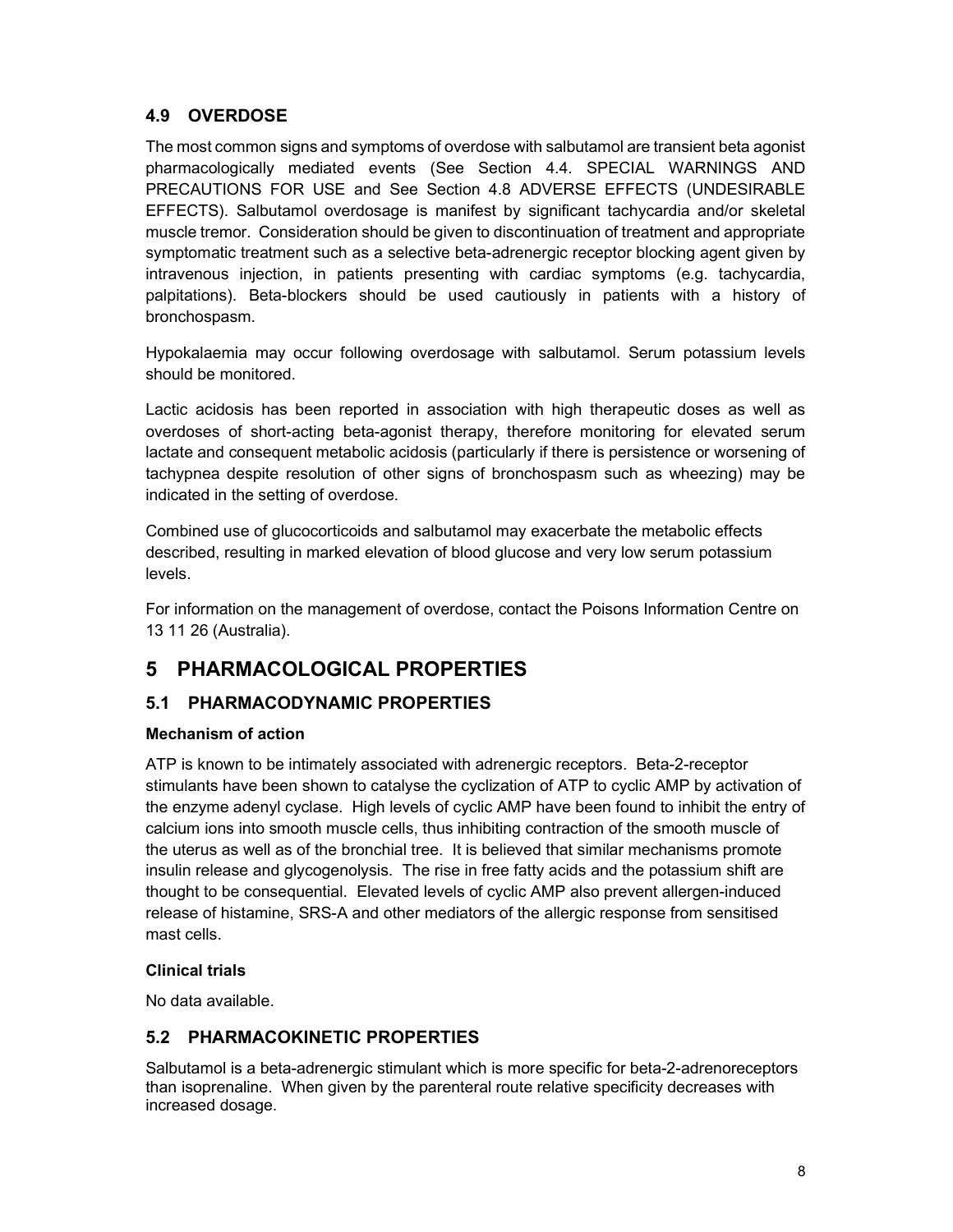## 4.9 OVERDOSE

The most common signs and symptoms of overdose with salbutamol are transient beta agonist pharmacologically mediated events (See Section 4.4. SPECIAL WARNINGS AND PRECAUTIONS FOR USE and See Section 4.8 ADVERSE EFFECTS (UNDESIRABLE EFFECTS). Salbutamol overdosage is manifest by significant tachycardia and/or skeletal muscle tremor. Consideration should be given to discontinuation of treatment and appropriate symptomatic treatment such as a selective beta-adrenergic receptor blocking agent given by intravenous injection, in patients presenting with cardiac symptoms (e.g. tachycardia, palpitations). Beta-blockers should be used cautiously in patients with a history of bronchospasm.

Hypokalaemia may occur following overdosage with salbutamol. Serum potassium levels should be monitored.

Lactic acidosis has been reported in association with high therapeutic doses as well as overdoses of short-acting beta-agonist therapy, therefore monitoring for elevated serum lactate and consequent metabolic acidosis (particularly if there is persistence or worsening of tachypnea despite resolution of other signs of bronchospasm such as wheezing) may be indicated in the setting of overdose.

Combined use of glucocorticoids and salbutamol may exacerbate the metabolic effects described, resulting in marked elevation of blood glucose and very low serum potassium levels.

For information on the management of overdose, contact the Poisons Information Centre on 13 11 26 (Australia).

# 5 PHARMACOLOGICAL PROPERTIES

## 5.1 PHARMACODYNAMIC PROPERTIES

**Mechanism of action**

ATP is known to be intimately associated with adrenergic receptors. Beta-2-receptor stimulants have been shown to catalyse the cyclization of ATP to cyclic AMP by activation of the enzyme adenyl cyclase. High levels of cyclic AMP have been found to inhibit the entry of calcium ions into smooth muscle cells, thus inhibiting contraction of the smooth muscle of the uterus as well as of the bronchial tree. It is believed that similar mechanisms promote insulin release and glycogenolysis. The rise in free fatty acids and the potassium shift are thought to be consequential. Elevated levels of cyclic AMP also prevent allergen-induced release of histamine, SRS-A and other mediators of the allergic response from sensitised mast cells.

**Clinical trials**

No data available.

## 5.2 PHARMACOKINETIC PROPERTIES

Salbutamol is a beta-adrenergic stimulant which is more specific for beta-2-adrenoreceptors than isoprenaline. When given by the parenteral route relative specificity decreases with increased dosage.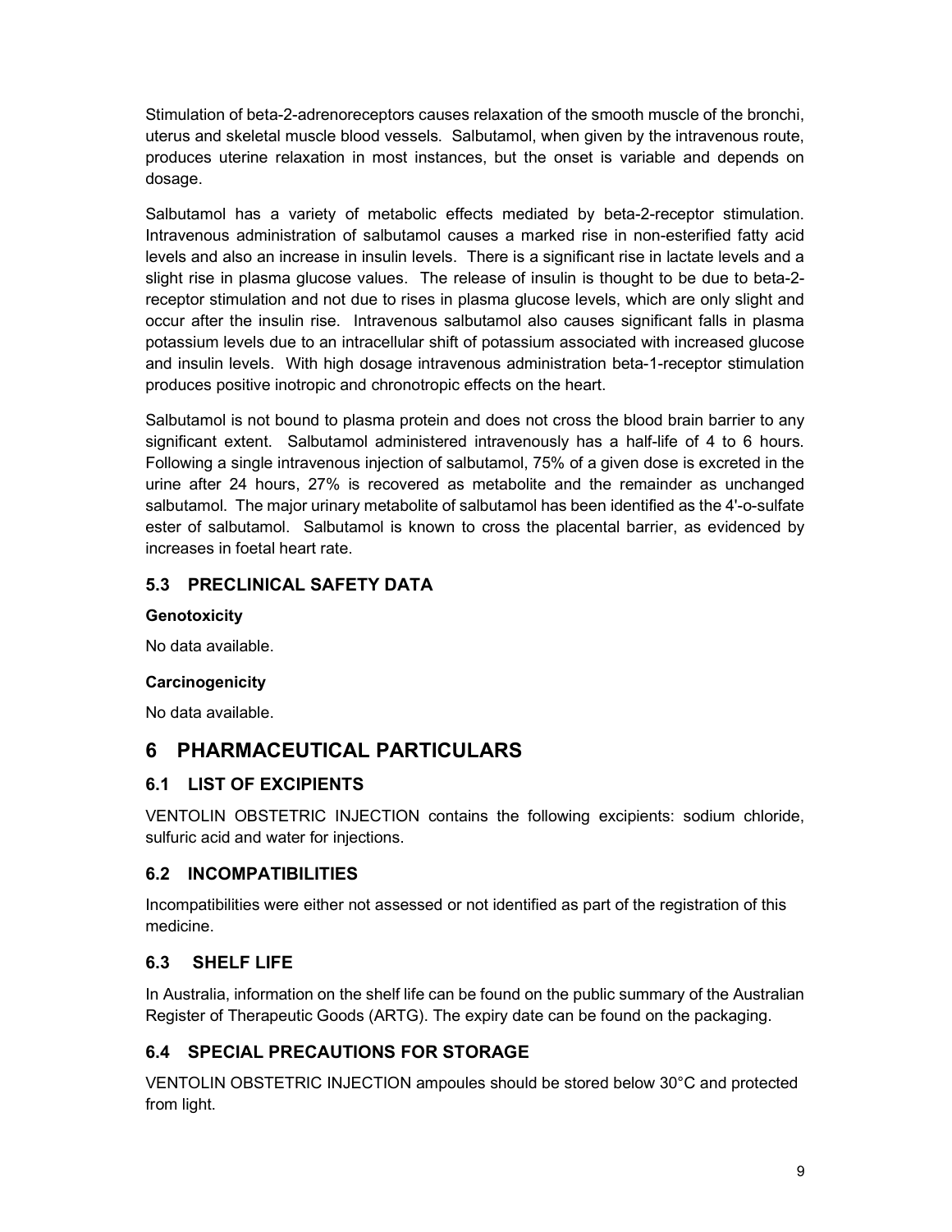Stimulation of beta-2-adrenoreceptors causes relaxation of the smooth muscle of the bronchi, uterus and skeletal muscle blood vessels. Salbutamol, when given by the intravenous route, produces uterine relaxation in most instances, but the onset is variable and depends on dosage.

Salbutamol has a variety of metabolic effects mediated by beta-2-receptor stimulation. Intravenous administration of salbutamol causes a marked rise in non-esterified fatty acid levels and also an increase in insulin levels. There is a significant rise in lactate levels and a slight rise in plasma glucose values. The release of insulin is thought to be due to beta-2-receptor stimulation and not due to rises in plasma glucose levels, which are only slight and occur after the insulin rise. Intravenous salbutamol also causes significant falls in plasma potassium levels due to an intracellular shift of potassium associated with increased glucose and insulin levels. With high dosage intravenous administration beta-1-receptor stimulation produces positive inotropic and chronotropic effects on the heart.

Salbutamol is not bound to plasma protein and does not cross the blood brain barrier to any significant extent. Salbutamol administered intravenously has a half-life of 4 to 6 hours. Following a single intravenous injection of salbutamol, 75% of a given dose is excreted in the urine after 24 hours, 27% is recovered as metabolite and the remainder as unchanged salbutamol. The major urinary metabolite of salbutamol has been identified as the 4'-o-sulfate ester of salbutamol. Salbutamol is known to cross the placental barrier, as evidenced by increases in foetal heart rate.

## 5.3 PRECLINICAL SAFETY DATA

**Genotoxicity**

No data available.

**Carcinogenicity**

No data available.

# 6 PHARMACEUTICAL PARTICULARS

## 6.1 LIST OF EXCIPIENTS

VENTOLIN OBSTETRIC INJECTION contains the following excipients: sodium chloride, sulfuric acid and water for injections.

## 6.2 INCOMPATIBILITIES

Incompatibilities were either not assessed or not identified as part of the registration of this medicine.

## 6.3 SHELF LIFE

In Australia, information on the shelf life can be found on the public summary of the Australian Register of Therapeutic Goods (ARTG). The expiry date can be found on the packaging.

## 6.4 SPECIAL PRECAUTIONS FOR STORAGE

VENTOLIN OBSTETRIC INJECTION ampoules should be stored below 30°C and protected from light.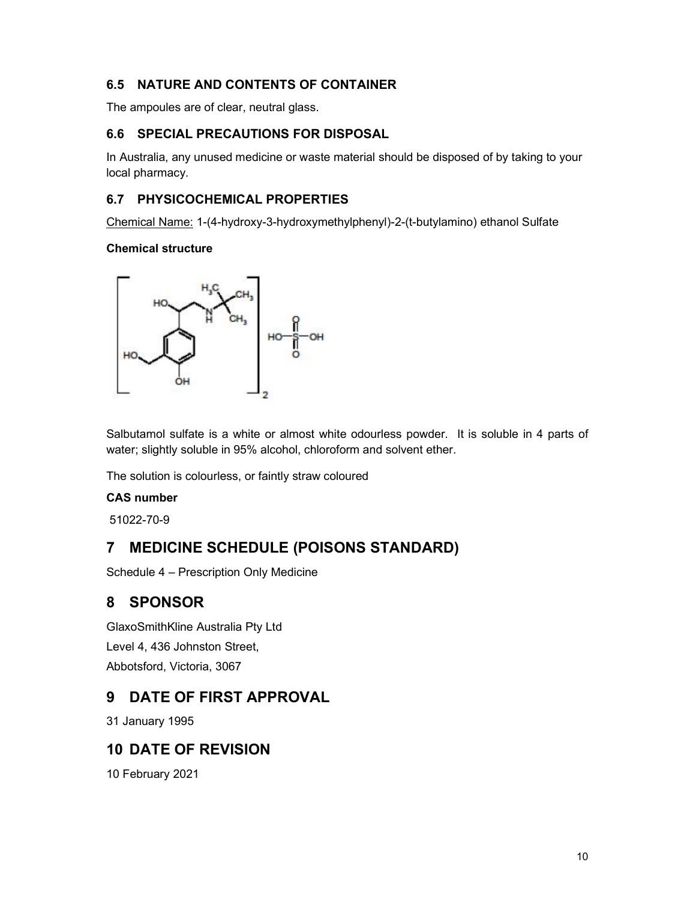### 6.5 NATURE AND CONTENTS OF CONTAINER

The ampoules are of clear, neutral glass.

### 6.6 SPECIAL PRECAUTIONS FOR DISPOSAL

In Australia, any unused medicine or waste material should be disposed of by taking to your local pharmacy.

### 6.7 PHYSICOCHEMICAL PROPERTIES

Chemical Name: 1-(4-hydroxy-3-hydroxymethylphenyl)-2-(t-butylamino) ethanol Sulfate

**Chemical structure**

Salbutamol sulfate is a white or almost white odourless powder. It is soluble in 4 parts of water; slightly soluble in 95% alcohol, chloroform and solvent ether.

The solution is colourless, or faintly straw coloured

**CAS number**

51022-70-9

## 7 MEDICINE SCHEDULE (POISONS STANDARD)

Schedule 4 – Prescription Only Medicine

## 8 SPONSOR

GlaxoSmithKline Australia Pty Ltd
Level 4, 436 Johnston Street,
Abbotsford, Victoria, 3067

## 9 DATE OF FIRST APPROVAL

31 January 1995

## 10 DATE OF REVISION

10 February 2021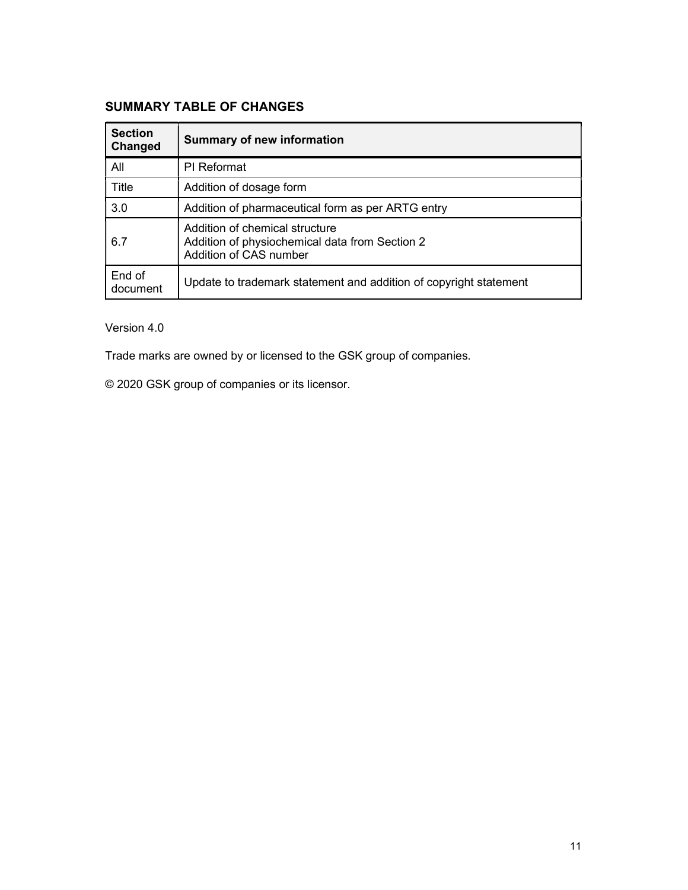## SUMMARY TABLE OF CHANGES

| Section Changed | Summary of new information |
|---|---|
| All | PI Reformat |
| Title | Addition of dosage form |
| 3.0 | Addition of pharmaceutical form as per ARTG entry |
| 6.7 | Addition of chemical structure<br>Addition of physiochemical data from Section 2<br>Addition of CAS number |
| End of document | Update to trademark statement and addition of copyright statement |

Version 4.0

Trade marks are owned by or licensed to the GSK group of companies.

© 2020 GSK group of companies or its licensor.